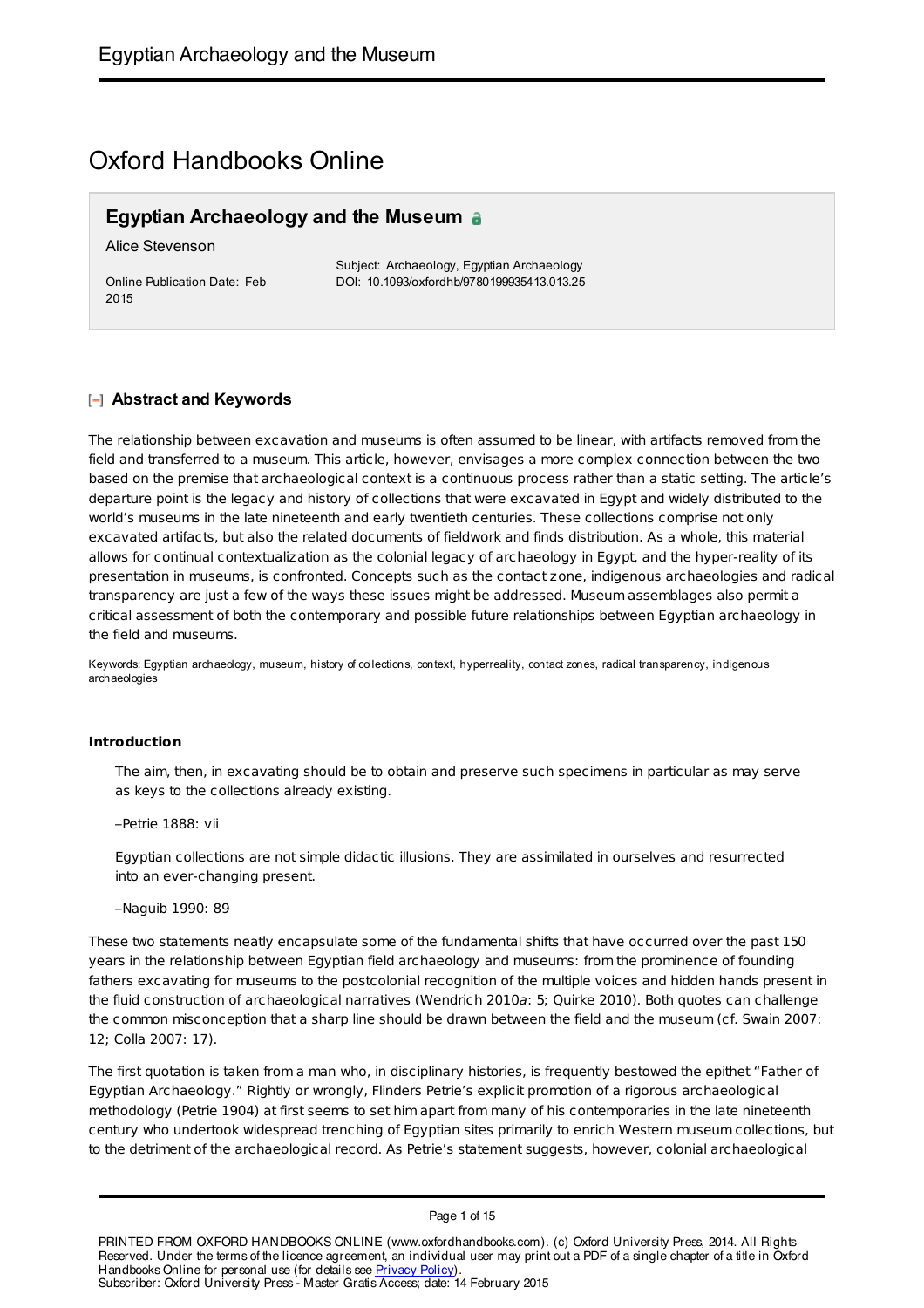# Oxford Handbooks Online

## Egyptian Archaeology and the Museum

Alice Stevenson

Online Publication Date: Feb 2015

Subject: Archaeology, Egyptian Archaeology
DOI: 10.1093/oxfordhb/9780199935413.013.25

### Abstract and Keywords

The relationship between excavation and museums is often assumed to be linear, with artifacts removed from the field and transferred to a museum. This article, however, envisages a more complex connection between the two based on the premise that archaeological context is a continuous process rather than a static setting. The article's departure point is the legacy and history of collections that were excavated in Egypt and widely distributed to the world's museums in the late nineteenth and early twentieth centuries. These collections comprise not only excavated artifacts, but also the related documents of fieldwork and finds distribution. As a whole, this material allows for continual contextualization as the colonial legacy of archaeology in Egypt, and the hyper-reality of its presentation in museums, is confronted. Concepts such as the contact zone, indigenous archaeologies and radical transparency are just a few of the ways these issues might be addressed. Museum assemblages also permit a critical assessment of both the contemporary and possible future relationships between Egyptian archaeology in the field and museums.

Keywords: Egyptian archaeology, museum, history of collections, context, hyperreality, contact zones, radical transparency, indigenous archaeologies

#### Introduction

> The aim, then, in excavating should be to obtain and preserve such specimens in particular as may serve as keys to the collections already existing.
>
> –Petrie 1888: vii
>
> Egyptian collections are not simple didactic illusions. They are assimilated in ourselves and resurrected into an ever-changing present.
>
> –Naguib 1990: 89

These two statements neatly encapsulate some of the fundamental shifts that have occurred over the past 150 years in the relationship between Egyptian field archaeology and museums: from the prominence of founding fathers excavating for museums to the postcolonial recognition of the multiple voices and hidden hands present in the fluid construction of archaeological narratives (Wendrich 2010*a*: 5; Quirke 2010). Both quotes can challenge the common misconception that a sharp line should be drawn between the field and the museum (cf. Swain 2007: 12; Colla 2007: 17).

The first quotation is taken from a man who, in disciplinary histories, is frequently bestowed the epithet "Father of Egyptian Archaeology." Rightly or wrongly, Flinders Petrie's explicit promotion of a rigorous archaeological methodology (Petrie 1904) at first seems to set him apart from many of his contemporaries in the late nineteenth century who undertook widespread trenching of Egyptian sites primarily to enrich Western museum collections, but to the detriment of the archaeological record. As Petrie's statement suggests, however, colonial archaeological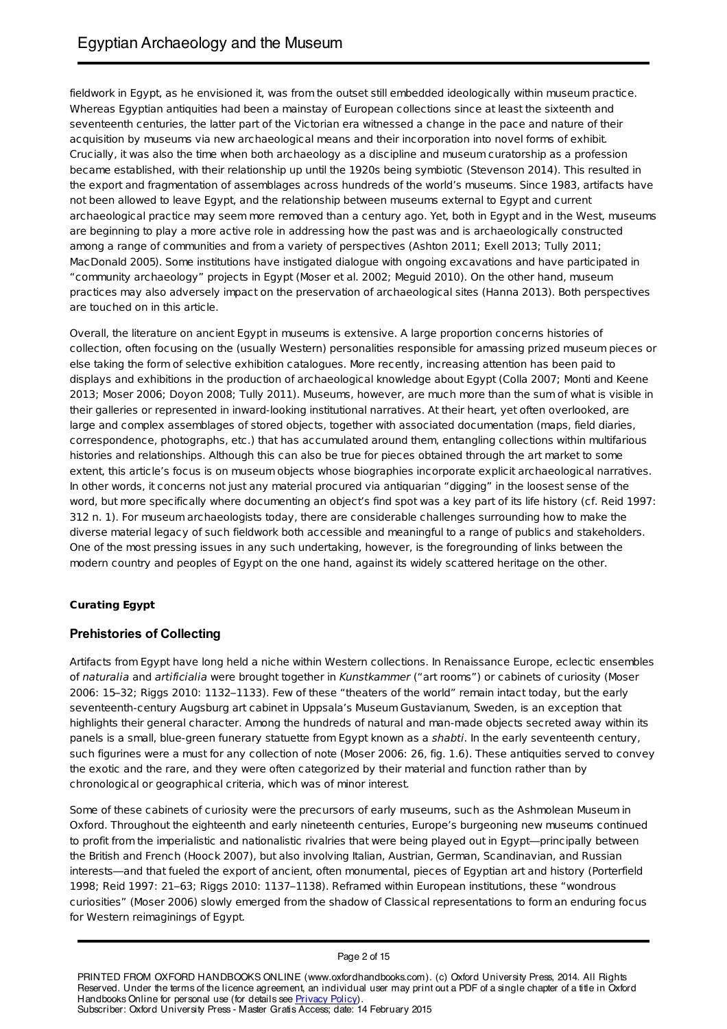fieldwork in Egypt, as he envisioned it, was from the outset still embedded ideologically within museum practice. Whereas Egyptian antiquities had been a mainstay of European collections since at least the sixteenth and seventeenth centuries, the latter part of the Victorian era witnessed a change in the pace and nature of their acquisition by museums via new archaeological means and their incorporation into novel forms of exhibit. Crucially, it was also the time when both archaeology as a discipline and museum curatorship as a profession became established, with their relationship up until the 1920s being symbiotic (Stevenson 2014). This resulted in the export and fragmentation of assemblages across hundreds of the world's museums. Since 1983, artifacts have not been allowed to leave Egypt, and the relationship between museums external to Egypt and current archaeological practice may seem more removed than a century ago. Yet, both in Egypt and in the West, museums are beginning to play a more active role in addressing how the past was and is archaeologically constructed among a range of communities and from a variety of perspectives (Ashton 2011; Exell 2013; Tully 2011; MacDonald 2005). Some institutions have instigated dialogue with ongoing excavations and have participated in "community archaeology" projects in Egypt (Moser et al. 2002; Meguid 2010). On the other hand, museum practices may also adversely impact on the preservation of archaeological sites (Hanna 2013). Both perspectives are touched on in this article.

Overall, the literature on ancient Egypt in museums is extensive. A large proportion concerns histories of collection, often focusing on the (usually Western) personalities responsible for amassing prized museum pieces or else taking the form of selective exhibition catalogues. More recently, increasing attention has been paid to displays and exhibitions in the production of archaeological knowledge about Egypt (Colla 2007; Monti and Keene 2013; Moser 2006; Doyon 2008; Tully 2011). Museums, however, are much more than the sum of what is visible in their galleries or represented in inward-looking institutional narratives. At their heart, yet often overlooked, are large and complex assemblages of stored objects, together with associated documentation (maps, field diaries, correspondence, photographs, etc.) that has accumulated around them, entangling collections within multifarious histories and relationships. Although this can also be true for pieces obtained through the art market to some extent, this article's focus is on museum objects whose biographies incorporate explicit archaeological narratives. In other words, it concerns not just any material procured via antiquarian "digging" in the loosest sense of the word, but more specifically where documenting an object's find spot was a key part of its life history (cf. Reid 1997: 312 n. 1). For museum archaeologists today, there are considerable challenges surrounding how to make the diverse material legacy of such fieldwork both accessible and meaningful to a range of publics and stakeholders. One of the most pressing issues in any such undertaking, however, is the foregrounding of links between the modern country and peoples of Egypt on the one hand, against its widely scattered heritage on the other.

**Curating Egypt**

## Prehistories of Collecting

Artifacts from Egypt have long held a niche within Western collections. In Renaissance Europe, eclectic ensembles of *naturalia* and *artificialia* were brought together in *Kunstkammer* ("art rooms") or cabinets of curiosity (Moser 2006: 15–32; Riggs 2010: 1132–1133). Few of these "theaters of the world" remain intact today, but the early seventeenth-century Augsburg art cabinet in Uppsala's Museum Gustavianum, Sweden, is an exception that highlights their general character. Among the hundreds of natural and man-made objects secreted away within its panels is a small, blue-green funerary statuette from Egypt known as a *shabti*. In the early seventeenth century, such figurines were a must for any collection of note (Moser 2006: 26, fig. 1.6). These antiquities served to convey the exotic and the rare, and they were often categorized by their material and function rather than by chronological or geographical criteria, which was of minor interest.

Some of these cabinets of curiosity were the precursors of early museums, such as the Ashmolean Museum in Oxford. Throughout the eighteenth and early nineteenth centuries, Europe's burgeoning new museums continued to profit from the imperialistic and nationalistic rivalries that were being played out in Egypt—principally between the British and French (Hoock 2007), but also involving Italian, Austrian, German, Scandinavian, and Russian interests—and that fueled the export of ancient, often monumental, pieces of Egyptian art and history (Porterfield 1998; Reid 1997: 21–63; Riggs 2010: 1137–1138). Reframed within European institutions, these "wondrous curiosities" (Moser 2006) slowly emerged from the shadow of Classical representations to form an enduring focus for Western reimaginings of Egypt.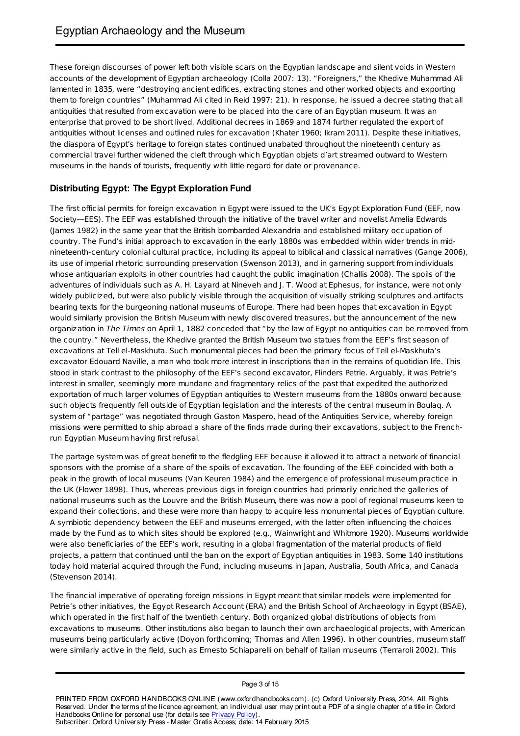These foreign discourses of power left both visible scars on the Egyptian landscape and silent voids in Western accounts of the development of Egyptian archaeology (Colla 2007: 13). "Foreigners," the Khedive Muhammad Ali lamented in 1835, were "destroying ancient edifices, extracting stones and other worked objects and exporting them to foreign countries" (Muhammad Ali cited in Reid 1997: 21). In response, he issued a decree stating that all antiquities that resulted from excavation were to be placed into the care of an Egyptian museum. It was an enterprise that proved to be short lived. Additional decrees in 1869 and 1874 further regulated the export of antiquities without licenses and outlined rules for excavation (Khater 1960; Ikram 2011). Despite these initiatives, the diaspora of Egypt's heritage to foreign states continued unabated throughout the nineteenth century as commercial travel further widened the cleft through which Egyptian objets d'art streamed outward to Western museums in the hands of tourists, frequently with little regard for date or provenance.

## Distributing Egypt: The Egypt Exploration Fund

The first official permits for foreign excavation in Egypt were issued to the UK's Egypt Exploration Fund (EEF, now Society—EES). The EEF was established through the initiative of the travel writer and novelist Amelia Edwards (James 1982) in the same year that the British bombarded Alexandria and established military occupation of country. The Fund's initial approach to excavation in the early 1880s was embedded within wider trends in mid-nineteenth-century colonial cultural practice, including its appeal to biblical and classical narratives (Gange 2006), its use of imperial rhetoric surrounding preservation (Swenson 2013), and in garnering support from individuals whose antiquarian exploits in other countries had caught the public imagination (Challis 2008). The spoils of the adventures of individuals such as A. H. Layard at Nineveh and J. T. Wood at Ephesus, for instance, were not only widely publicized, but were also publicly visible through the acquisition of visually striking sculptures and artifacts bearing texts for the burgeoning national museums of Europe. There had been hopes that excavation in Egypt would similarly provision the British Museum with newly discovered treasures, but the announcement of the new organization in *The Times* on April 1, 1882 conceded that "by the law of Egypt no antiquities can be removed from the country." Nevertheless, the Khedive granted the British Museum two statues from the EEF's first season of excavations at Tell el-Maskhuta. Such monumental pieces had been the primary focus of Tell el-Maskhuta's excavator Edouard Naville, a man who took more interest in inscriptions than in the remains of quotidian life. This stood in stark contrast to the philosophy of the EEF's second excavator, Flinders Petrie. Arguably, it was Petrie's interest in smaller, seemingly more mundane and fragmentary relics of the past that expedited the authorized exportation of much larger volumes of Egyptian antiquities to Western museums from the 1880s onward because such objects frequently fell outside of Egyptian legislation and the interests of the central museum in Boulaq. A system of "partage" was negotiated through Gaston Maspero, head of the Antiquities Service, whereby foreign missions were permitted to ship abroad a share of the finds made during their excavations, subject to the French-run Egyptian Museum having first refusal.

The partage system was of great benefit to the fledgling EEF because it allowed it to attract a network of financial sponsors with the promise of a share of the spoils of excavation. The founding of the EEF coincided with both a peak in the growth of local museums (Van Keuren 1984) and the emergence of professional museum practice in the UK (Flower 1898). Thus, whereas previous digs in foreign countries had primarily enriched the galleries of national museums such as the Louvre and the British Museum, there was now a pool of regional museums keen to expand their collections, and these were more than happy to acquire less monumental pieces of Egyptian culture. A symbiotic dependency between the EEF and museums emerged, with the latter often influencing the choices made by the Fund as to which sites should be explored (e.g., Wainwright and Whitmore 1920). Museums worldwide were also beneficiaries of the EEF's work, resulting in a global fragmentation of the material products of field projects, a pattern that continued until the ban on the export of Egyptian antiquities in 1983. Some 140 institutions today hold material acquired through the Fund, including museums in Japan, Australia, South Africa, and Canada (Stevenson 2014).

The financial imperative of operating foreign missions in Egypt meant that similar models were implemented for Petrie's other initiatives, the Egypt Research Account (ERA) and the British School of Archaeology in Egypt (BSAE), which operated in the first half of the twentieth century. Both organized global distributions of objects from excavations to museums. Other institutions also began to launch their own archaeological projects, with American museums being particularly active (Doyon forthcoming; Thomas and Allen 1996). In other countries, museum staff were similarly active in the field, such as Ernesto Schiaparelli on behalf of Italian museums (Terraroli 2002). This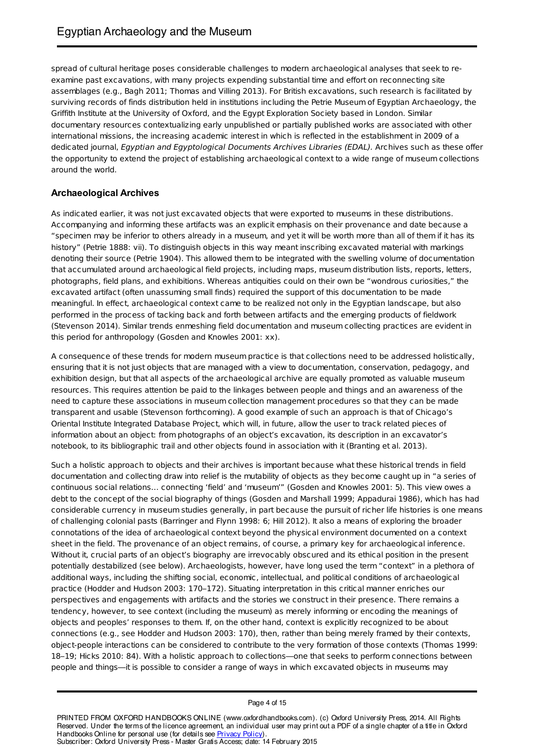spread of cultural heritage poses considerable challenges to modern archaeological analyses that seek to re-examine past excavations, with many projects expending substantial time and effort on reconnecting site assemblages (e.g., Bagh 2011; Thomas and Villing 2013). For British excavations, such research is facilitated by surviving records of finds distribution held in institutions including the Petrie Museum of Egyptian Archaeology, the Griffith Institute at the University of Oxford, and the Egypt Exploration Society based in London. Similar documentary resources contextualizing early unpublished or partially published works are associated with other international missions, the increasing academic interest in which is reflected in the establishment in 2009 of a dedicated journal, *Egyptian and Egyptological Documents Archives Libraries (EDAL)*. Archives such as these offer the opportunity to extend the project of establishing archaeological context to a wide range of museum collections around the world.

## Archaeological Archives

As indicated earlier, it was not just excavated objects that were exported to museums in these distributions. Accompanying and informing these artifacts was an explicit emphasis on their provenance and date because a "specimen may be inferior to others already in a museum, and yet it will be worth more than all of them if it has its history" (Petrie 1888: vii). To distinguish objects in this way meant inscribing excavated material with markings denoting their source (Petrie 1904). This allowed them to be integrated with the swelling volume of documentation that accumulated around archaeological field projects, including maps, museum distribution lists, reports, letters, photographs, field plans, and exhibitions. Whereas antiquities could on their own be "wondrous curiosities," the excavated artifact (often unassuming small finds) required the support of this documentation to be made meaningful. In effect, archaeological context came to be realized not only in the Egyptian landscape, but also performed in the process of tacking back and forth between artifacts and the emerging products of fieldwork (Stevenson 2014). Similar trends enmeshing field documentation and museum collecting practices are evident in this period for anthropology (Gosden and Knowles 2001: xx).

A consequence of these trends for modern museum practice is that collections need to be addressed holistically, ensuring that it is not just objects that are managed with a view to documentation, conservation, pedagogy, and exhibition design, but that all aspects of the archaeological archive are equally promoted as valuable museum resources. This requires attention be paid to the linkages between people and things and an awareness of the need to capture these associations in museum collection management procedures so that they can be made transparent and usable (Stevenson forthcoming). A good example of such an approach is that of Chicago's Oriental Institute Integrated Database Project, which will, in future, allow the user to track related pieces of information about an object: from photographs of an object's excavation, its description in an excavator's notebook, to its bibliographic trail and other objects found in association with it (Branting et al. 2013).

Such a holistic approach to objects and their archives is important because what these historical trends in field documentation and collecting draw into relief is the mutability of objects as they become caught up in "a series of continuous social relations… connecting 'field' and 'museum'" (Gosden and Knowles 2001: 5). This view owes a debt to the concept of the social biography of things (Gosden and Marshall 1999; Appadurai 1986), which has had considerable currency in museum studies generally, in part because the pursuit of richer life histories is one means of challenging colonial pasts (Barringer and Flynn 1998: 6; Hill 2012). It also a means of exploring the broader connotations of the idea of archaeological context beyond the physical environment documented on a context sheet in the field. The provenance of an object remains, of course, a primary key for archaeological inference. Without it, crucial parts of an object's biography are irrevocably obscured and its ethical position in the present potentially destabilized (see below). Archaeologists, however, have long used the term "context" in a plethora of additional ways, including the shifting social, economic, intellectual, and political conditions of archaeological practice (Hodder and Hudson 2003: 170–172). Situating interpretation in this critical manner enriches our perspectives and engagements with artifacts and the stories we construct in their presence. There remains a tendency, however, to see context (including the museum) as merely informing or encoding the meanings of objects and peoples' responses to them. If, on the other hand, context is explicitly recognized to be about connections (e.g., see Hodder and Hudson 2003: 170), then, rather than being merely framed by their contexts, object-people interactions can be considered to contribute to the very formation of those contexts (Thomas 1999: 18–19; Hicks 2010: 84). With a holistic approach to collections—one that seeks to perform connections between people and things—it is possible to consider a range of ways in which excavated objects in museums may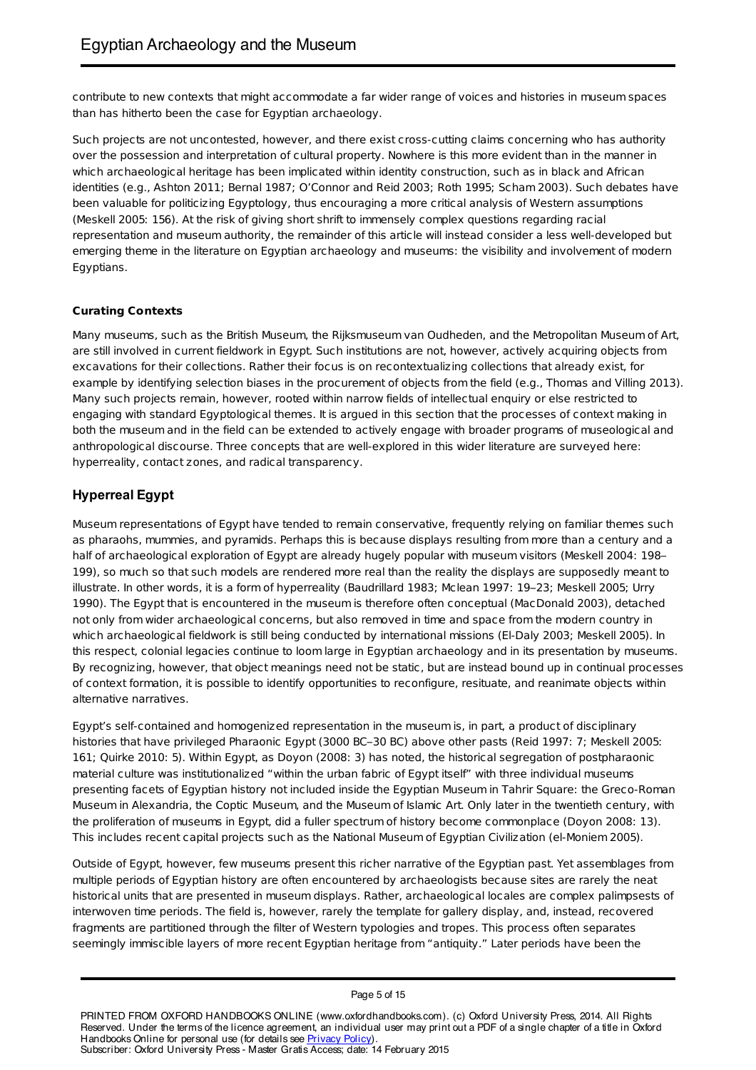contribute to new contexts that might accommodate a far wider range of voices and histories in museum spaces than has hitherto been the case for Egyptian archaeology.

Such projects are not uncontested, however, and there exist cross-cutting claims concerning who has authority over the possession and interpretation of cultural property. Nowhere is this more evident than in the manner in which archaeological heritage has been implicated within identity construction, such as in black and African identities (e.g., Ashton 2011; Bernal 1987; O'Connor and Reid 2003; Roth 1995; Scham 2003). Such debates have been valuable for politicizing Egyptology, thus encouraging a more critical analysis of Western assumptions (Meskell 2005: 156). At the risk of giving short shrift to immensely complex questions regarding racial representation and museum authority, the remainder of this article will instead consider a less well-developed but emerging theme in the literature on Egyptian archaeology and museums: the visibility and involvement of modern Egyptians.

#### Curating Contexts

Many museums, such as the British Museum, the Rijksmuseum van Oudheden, and the Metropolitan Museum of Art, are still involved in current fieldwork in Egypt. Such institutions are not, however, actively acquiring objects from excavations for their collections. Rather their focus is on recontextualizing collections that already exist, for example by identifying selection biases in the procurement of objects from the field (e.g., Thomas and Villing 2013). Many such projects remain, however, rooted within narrow fields of intellectual enquiry or else restricted to engaging with standard Egyptological themes. It is argued in this section that the processes of context making in both the museum and in the field can be extended to actively engage with broader programs of museological and anthropological discourse. Three concepts that are well-explored in this wider literature are surveyed here: hyperreality, contact zones, and radical transparency.

## Hyperreal Egypt

Museum representations of Egypt have tended to remain conservative, frequently relying on familiar themes such as pharaohs, mummies, and pyramids. Perhaps this is because displays resulting from more than a century and a half of archaeological exploration of Egypt are already hugely popular with museum visitors (Meskell 2004: 198–199), so much so that such models are rendered more real than the reality the displays are supposedly meant to illustrate. In other words, it is a form of hyperreality (Baudrillard 1983; Mclean 1997: 19–23; Meskell 2005; Urry 1990). The Egypt that is encountered in the museum is therefore often conceptual (MacDonald 2003), detached not only from wider archaeological concerns, but also removed in time and space from the modern country in which archaeological fieldwork is still being conducted by international missions (El-Daly 2003; Meskell 2005). In this respect, colonial legacies continue to loom large in Egyptian archaeology and in its presentation by museums. By recognizing, however, that object meanings need not be static, but are instead bound up in continual processes of context formation, it is possible to identify opportunities to reconfigure, resituate, and reanimate objects within alternative narratives.

Egypt's self-contained and homogenized representation in the museum is, in part, a product of disciplinary histories that have privileged Pharaonic Egypt (3000 BC–30 BC) above other pasts (Reid 1997: 7; Meskell 2005: 161; Quirke 2010: 5). Within Egypt, as Doyon (2008: 3) has noted, the historical segregation of postpharaonic material culture was institutionalized "within the urban fabric of Egypt itself" with three individual museums presenting facets of Egyptian history not included inside the Egyptian Museum in Tahrir Square: the Greco-Roman Museum in Alexandria, the Coptic Museum, and the Museum of Islamic Art. Only later in the twentieth century, with the proliferation of museums in Egypt, did a fuller spectrum of history become commonplace (Doyon 2008: 13). This includes recent capital projects such as the National Museum of Egyptian Civilization (el-Moniem 2005).

Outside of Egypt, however, few museums present this richer narrative of the Egyptian past. Yet assemblages from multiple periods of Egyptian history are often encountered by archaeologists because sites are rarely the neat historical units that are presented in museum displays. Rather, archaeological locales are complex palimpsests of interwoven time periods. The field is, however, rarely the template for gallery display, and, instead, recovered fragments are partitioned through the filter of Western typologies and tropes. This process often separates seemingly immiscible layers of more recent Egyptian heritage from "antiquity." Later periods have been the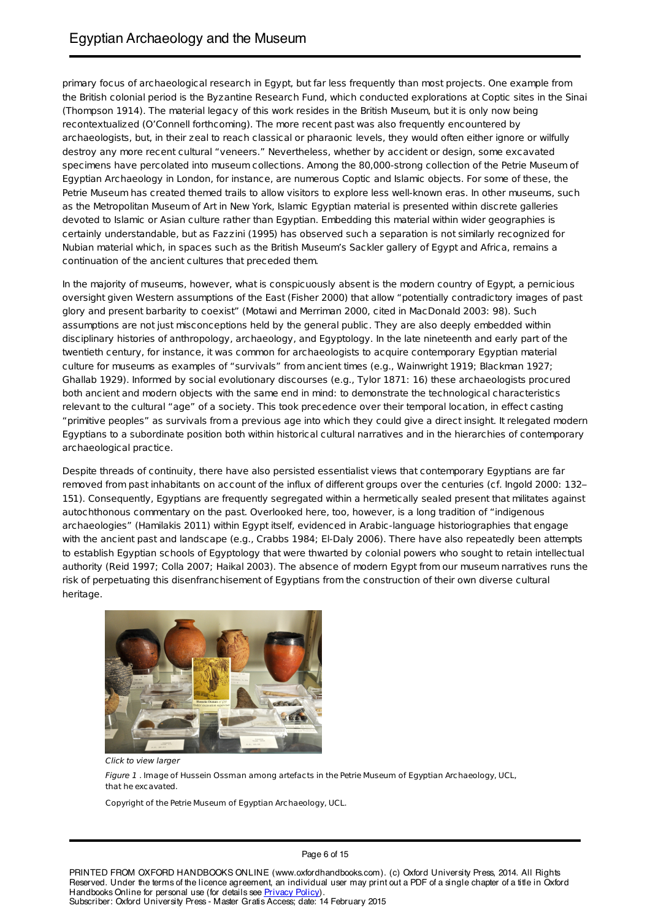primary focus of archaeological research in Egypt, but far less frequently than most projects. One example from the British colonial period is the Byzantine Research Fund, which conducted explorations at Coptic sites in the Sinai (Thompson 1914). The material legacy of this work resides in the British Museum, but it is only now being recontextualized (O'Connell forthcoming). The more recent past was also frequently encountered by archaeologists, but, in their zeal to reach classical or pharaonic levels, they would often either ignore or wilfully destroy any more recent cultural "veneers." Nevertheless, whether by accident or design, some excavated specimens have percolated into museum collections. Among the 80,000-strong collection of the Petrie Museum of Egyptian Archaeology in London, for instance, are numerous Coptic and Islamic objects. For some of these, the Petrie Museum has created themed trails to allow visitors to explore less well-known eras. In other museums, such as the Metropolitan Museum of Art in New York, Islamic Egyptian material is presented within discrete galleries devoted to Islamic or Asian culture rather than Egyptian. Embedding this material within wider geographies is certainly understandable, but as Fazzini (1995) has observed such a separation is not similarly recognized for Nubian material which, in spaces such as the British Museum's Sackler gallery of Egypt and Africa, remains a continuation of the ancient cultures that preceded them.

In the majority of museums, however, what is conspicuously absent is the modern country of Egypt, a pernicious oversight given Western assumptions of the East (Fisher 2000) that allow "potentially contradictory images of past glory and present barbarity to coexist" (Motawi and Merriman 2000, cited in MacDonald 2003: 98). Such assumptions are not just misconceptions held by the general public. They are also deeply embedded within disciplinary histories of anthropology, archaeology, and Egyptology. In the late nineteenth and early part of the twentieth century, for instance, it was common for archaeologists to acquire contemporary Egyptian material culture for museums as examples of "survivals" from ancient times (e.g., Wainwright 1919; Blackman 1927; Ghallab 1929). Informed by social evolutionary discourses (e.g., Tylor 1871: 16) these archaeologists procured both ancient and modern objects with the same end in mind: to demonstrate the technological characteristics relevant to the cultural "age" of a society. This took precedence over their temporal location, in effect casting "primitive peoples" as survivals from a previous age into which they could give a direct insight. It relegated modern Egyptians to a subordinate position both within historical cultural narratives and in the hierarchies of contemporary archaeological practice.

Despite threads of continuity, there have also persisted essentialist views that contemporary Egyptians are far removed from past inhabitants on account of the influx of different groups over the centuries (cf. Ingold 2000: 132–151). Consequently, Egyptians are frequently segregated within a hermetically sealed present that militates against autochthonous commentary on the past. Overlooked here, too, however, is a long tradition of "indigenous archaeologies" (Hamilakis 2011) within Egypt itself, evidenced in Arabic-language historiographies that engage with the ancient past and landscape (e.g., Crabbs 1984; El-Daly 2006). There have also repeatedly been attempts to establish Egyptian schools of Egyptology that were thwarted by colonial powers who sought to retain intellectual authority (Reid 1997; Colla 2007; Haikal 2003). The absence of modern Egypt from our museum narratives runs the risk of perpetuating this disenfranchisement of Egyptians from the construction of their own diverse cultural heritage.

*Click to view larger*

*Figure 1* . Image of Hussein Ossman among artefacts in the Petrie Museum of Egyptian Archaeology, UCL, that he excavated.

Copyright of the Petrie Museum of Egyptian Archaeology, UCL.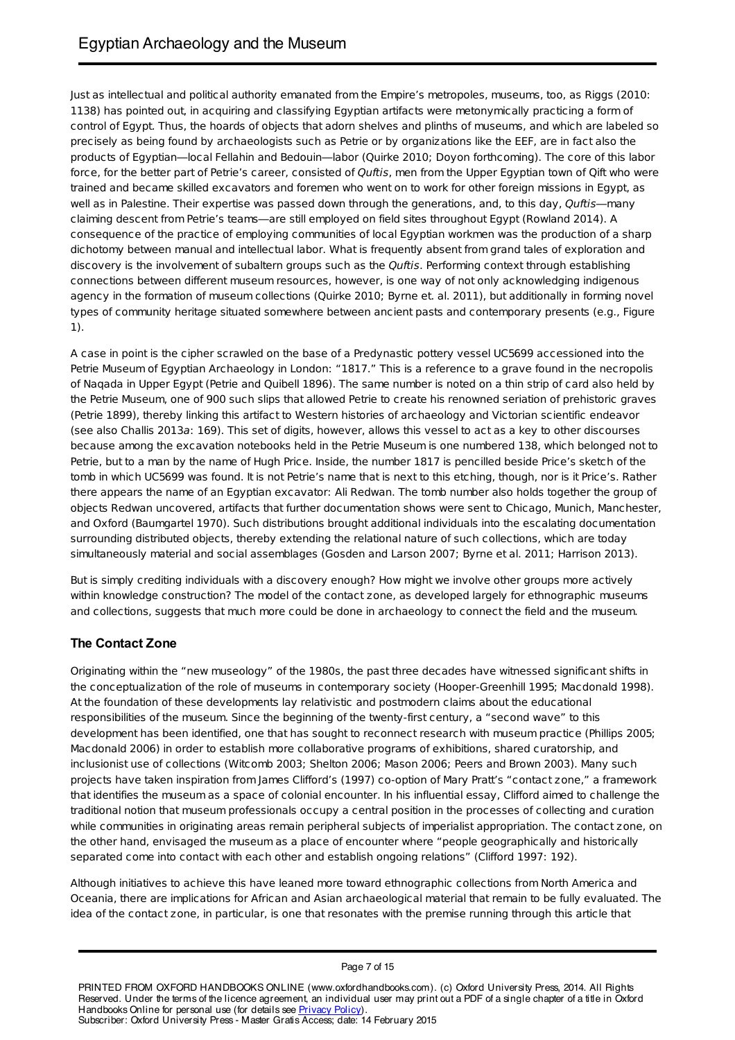Just as intellectual and political authority emanated from the Empire's metropoles, museums, too, as Riggs (2010: 1138) has pointed out, in acquiring and classifying Egyptian artifacts were metonymically practicing a form of control of Egypt. Thus, the hoards of objects that adorn shelves and plinths of museums, and which are labeled so precisely as being found by archaeologists such as Petrie or by organizations like the EEF, are in fact also the products of Egyptian—local Fellahin and Bedouin—labor (Quirke 2010; Doyon forthcoming). The core of this labor force, for the better part of Petrie's career, consisted of *Quftis*, men from the Upper Egyptian town of Qift who were trained and became skilled excavators and foremen who went on to work for other foreign missions in Egypt, as well as in Palestine. Their expertise was passed down through the generations, and, to this day, *Quftis*—many claiming descent from Petrie's teams—are still employed on field sites throughout Egypt (Rowland 2014). A consequence of the practice of employing communities of local Egyptian workmen was the production of a sharp dichotomy between manual and intellectual labor. What is frequently absent from grand tales of exploration and discovery is the involvement of subaltern groups such as the *Quftis*. Performing context through establishing connections between different museum resources, however, is one way of not only acknowledging indigenous agency in the formation of museum collections (Quirke 2010; Byrne et. al. 2011), but additionally in forming novel types of community heritage situated somewhere between ancient pasts and contemporary presents (e.g., Figure 1).

A case in point is the cipher scrawled on the base of a Predynastic pottery vessel UC5699 accessioned into the Petrie Museum of Egyptian Archaeology in London: "1817." This is a reference to a grave found in the necropolis of Naqada in Upper Egypt (Petrie and Quibell 1896). The same number is noted on a thin strip of card also held by the Petrie Museum, one of 900 such slips that allowed Petrie to create his renowned seriation of prehistoric graves (Petrie 1899), thereby linking this artifact to Western histories of archaeology and Victorian scientific endeavor (see also Challis 2013a: 169). This set of digits, however, allows this vessel to act as a key to other discourses because among the excavation notebooks held in the Petrie Museum is one numbered 138, which belonged not to Petrie, but to a man by the name of Hugh Price. Inside, the number 1817 is pencilled beside Price's sketch of the tomb in which UC5699 was found. It is not Petrie's name that is next to this etching, though, nor is it Price's. Rather there appears the name of an Egyptian excavator: Ali Redwan. The tomb number also holds together the group of objects Redwan uncovered, artifacts that further documentation shows were sent to Chicago, Munich, Manchester, and Oxford (Baumgartel 1970). Such distributions brought additional individuals into the escalating documentation surrounding distributed objects, thereby extending the relational nature of such collections, which are today simultaneously material and social assemblages (Gosden and Larson 2007; Byrne et al. 2011; Harrison 2013).

But is simply crediting individuals with a discovery enough? How might we involve other groups more actively within knowledge construction? The model of the contact zone, as developed largely for ethnographic museums and collections, suggests that much more could be done in archaeology to connect the field and the museum.

## The Contact Zone

Originating within the "new museology" of the 1980s, the past three decades have witnessed significant shifts in the conceptualization of the role of museums in contemporary society (Hooper-Greenhill 1995; Macdonald 1998). At the foundation of these developments lay relativistic and postmodern claims about the educational responsibilities of the museum. Since the beginning of the twenty-first century, a "second wave" to this development has been identified, one that has sought to reconnect research with museum practice (Phillips 2005; Macdonald 2006) in order to establish more collaborative programs of exhibitions, shared curatorship, and inclusionist use of collections (Witcomb 2003; Shelton 2006; Mason 2006; Peers and Brown 2003). Many such projects have taken inspiration from James Clifford's (1997) co-option of Mary Pratt's "contact zone," a framework that identifies the museum as a space of colonial encounter. In his influential essay, Clifford aimed to challenge the traditional notion that museum professionals occupy a central position in the processes of collecting and curation while communities in originating areas remain peripheral subjects of imperialist appropriation. The contact zone, on the other hand, envisaged the museum as a place of encounter where "people geographically and historically separated come into contact with each other and establish ongoing relations" (Clifford 1997: 192).

Although initiatives to achieve this have leaned more toward ethnographic collections from North America and Oceania, there are implications for African and Asian archaeological material that remain to be fully evaluated. The idea of the contact zone, in particular, is one that resonates with the premise running through this article that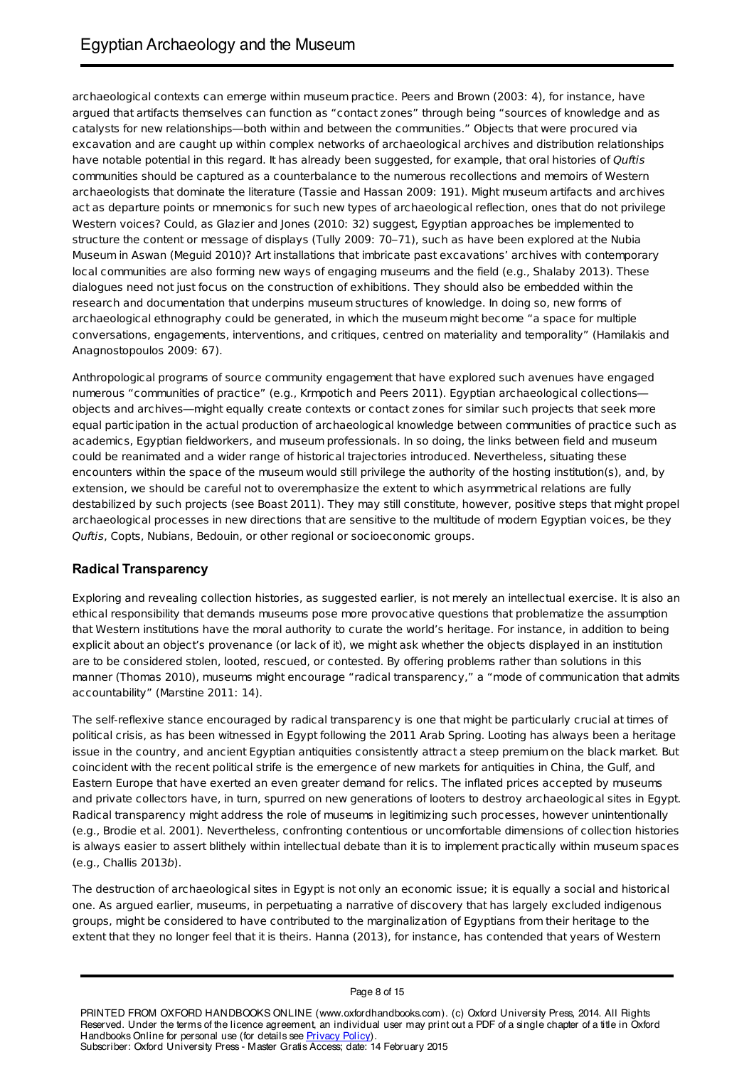archaeological contexts can emerge within museum practice. Peers and Brown (2003: 4), for instance, have argued that artifacts themselves can function as "contact zones" through being "sources of knowledge and as catalysts for new relationships—both within and between the communities." Objects that were procured via excavation and are caught up within complex networks of archaeological archives and distribution relationships have notable potential in this regard. It has already been suggested, for example, that oral histories of *Quftis* communities should be captured as a counterbalance to the numerous recollections and memoirs of Western archaeologists that dominate the literature (Tassie and Hassan 2009: 191). Might museum artifacts and archives act as departure points or mnemonics for such new types of archaeological reflection, ones that do not privilege Western voices? Could, as Glazier and Jones (2010: 32) suggest, Egyptian approaches be implemented to structure the content or message of displays (Tully 2009: 70–71), such as have been explored at the Nubia Museum in Aswan (Meguid 2010)? Art installations that imbricate past excavations' archives with contemporary local communities are also forming new ways of engaging museums and the field (e.g., Shalaby 2013). These dialogues need not just focus on the construction of exhibitions. They should also be embedded within the research and documentation that underpins museum structures of knowledge. In doing so, new forms of archaeological ethnography could be generated, in which the museum might become "a space for multiple conversations, engagements, interventions, and critiques, centred on materiality and temporality" (Hamilakis and Anagnostopoulos 2009: 67).

Anthropological programs of source community engagement that have explored such avenues have engaged numerous "communities of practice" (e.g., Krmpotich and Peers 2011). Egyptian archaeological collections—objects and archives—might equally create contexts or contact zones for similar such projects that seek more equal participation in the actual production of archaeological knowledge between communities of practice such as academics, Egyptian fieldworkers, and museum professionals. In so doing, the links between field and museum could be reanimated and a wider range of historical trajectories introduced. Nevertheless, situating these encounters within the space of the museum would still privilege the authority of the hosting institution(s), and, by extension, we should be careful not to overemphasize the extent to which asymmetrical relations are fully destabilized by such projects (see Boast 2011). They may still constitute, however, positive steps that might propel archaeological processes in new directions that are sensitive to the multitude of modern Egyptian voices, be they *Quftis*, Copts, Nubians, Bedouin, or other regional or socioeconomic groups.

### Radical Transparency

Exploring and revealing collection histories, as suggested earlier, is not merely an intellectual exercise. It is also an ethical responsibility that demands museums pose more provocative questions that problematize the assumption that Western institutions have the moral authority to curate the world's heritage. For instance, in addition to being explicit about an object's provenance (or lack of it), we might ask whether the objects displayed in an institution are to be considered stolen, looted, rescued, or contested. By offering problems rather than solutions in this manner (Thomas 2010), museums might encourage "radical transparency," a "mode of communication that admits accountability" (Marstine 2011: 14).

The self-reflexive stance encouraged by radical transparency is one that might be particularly crucial at times of political crisis, as has been witnessed in Egypt following the 2011 Arab Spring. Looting has always been a heritage issue in the country, and ancient Egyptian antiquities consistently attract a steep premium on the black market. But coincident with the recent political strife is the emergence of new markets for antiquities in China, the Gulf, and Eastern Europe that have exerted an even greater demand for relics. The inflated prices accepted by museums and private collectors have, in turn, spurred on new generations of looters to destroy archaeological sites in Egypt. Radical transparency might address the role of museums in legitimizing such processes, however unintentionally (e.g., Brodie et al. 2001). Nevertheless, confronting contentious or uncomfortable dimensions of collection histories is always easier to assert blithely within intellectual debate than it is to implement practically within museum spaces (e.g., Challis 2013*b*).

The destruction of archaeological sites in Egypt is not only an economic issue; it is equally a social and historical one. As argued earlier, museums, in perpetuating a narrative of discovery that has largely excluded indigenous groups, might be considered to have contributed to the marginalization of Egyptians from their heritage to the extent that they no longer feel that it is theirs. Hanna (2013), for instance, has contended that years of Western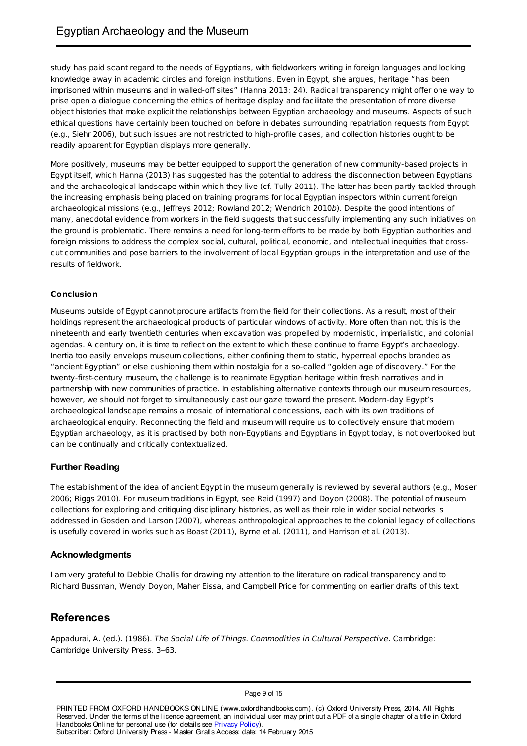study has paid scant regard to the needs of Egyptians, with fieldworkers writing in foreign languages and locking knowledge away in academic circles and foreign institutions. Even in Egypt, she argues, heritage "has been imprisoned within museums and in walled-off sites" (Hanna 2013: 24). Radical transparency might offer one way to prise open a dialogue concerning the ethics of heritage display and facilitate the presentation of more diverse object histories that make explicit the relationships between Egyptian archaeology and museums. Aspects of such ethical questions have certainly been touched on before in debates surrounding repatriation requests from Egypt (e.g., Siehr 2006), but such issues are not restricted to high-profile cases, and collection histories ought to be readily apparent for Egyptian displays more generally.

More positively, museums may be better equipped to support the generation of new community-based projects in Egypt itself, which Hanna (2013) has suggested has the potential to address the disconnection between Egyptians and the archaeological landscape within which they live (cf. Tully 2011). The latter has been partly tackled through the increasing emphasis being placed on training programs for local Egyptian inspectors within current foreign archaeological missions (e.g., Jeffreys 2012; Rowland 2012; Wendrich 2010*b*). Despite the good intentions of many, anecdotal evidence from workers in the field suggests that successfully implementing any such initiatives on the ground is problematic. There remains a need for long-term efforts to be made by both Egyptian authorities and foreign missions to address the complex social, cultural, political, economic, and intellectual inequities that cross-cut communities and pose barriers to the involvement of local Egyptian groups in the interpretation and use of the results of fieldwork.

**Conclusion**

Museums outside of Egypt cannot procure artifacts from the field for their collections. As a result, most of their holdings represent the archaeological products of particular windows of activity. More often than not, this is the nineteenth and early twentieth centuries when excavation was propelled by modernistic, imperialistic, and colonial agendas. A century on, it is time to reflect on the extent to which these continue to frame Egypt's archaeology. Inertia too easily envelops museum collections, either confining them to static, hyperreal epochs branded as "ancient Egyptian" or else cushioning them within nostalgia for a so-called "golden age of discovery." For the twenty-first-century museum, the challenge is to reanimate Egyptian heritage within fresh narratives and in partnership with new communities of practice. In establishing alternative contexts through our museum resources, however, we should not forget to simultaneously cast our gaze toward the present. Modern-day Egypt's archaeological landscape remains a mosaic of international concessions, each with its own traditions of archaeological enquiry. Reconnecting the field and museum will require us to collectively ensure that modern Egyptian archaeology, as it is practised by both non-Egyptians and Egyptians in Egypt today, is not overlooked but can be continually and critically contextualized.

## Further Reading

The establishment of the idea of ancient Egypt in the museum generally is reviewed by several authors (e.g., Moser 2006; Riggs 2010). For museum traditions in Egypt, see Reid (1997) and Doyon (2008). The potential of museum collections for exploring and critiquing disciplinary histories, as well as their role in wider social networks is addressed in Gosden and Larson (2007), whereas anthropological approaches to the colonial legacy of collections is usefully covered in works such as Boast (2011), Byrne et al. (2011), and Harrison et al. (2013).

## Acknowledgments

I am very grateful to Debbie Challis for drawing my attention to the literature on radical transparency and to Richard Bussman, Wendy Doyon, Maher Eissa, and Campbell Price for commenting on earlier drafts of this text.

# References

Appadurai, A. (ed.). (1986). *The Social Life of Things. Commodities in Cultural Perspective*. Cambridge: Cambridge University Press, 3–63.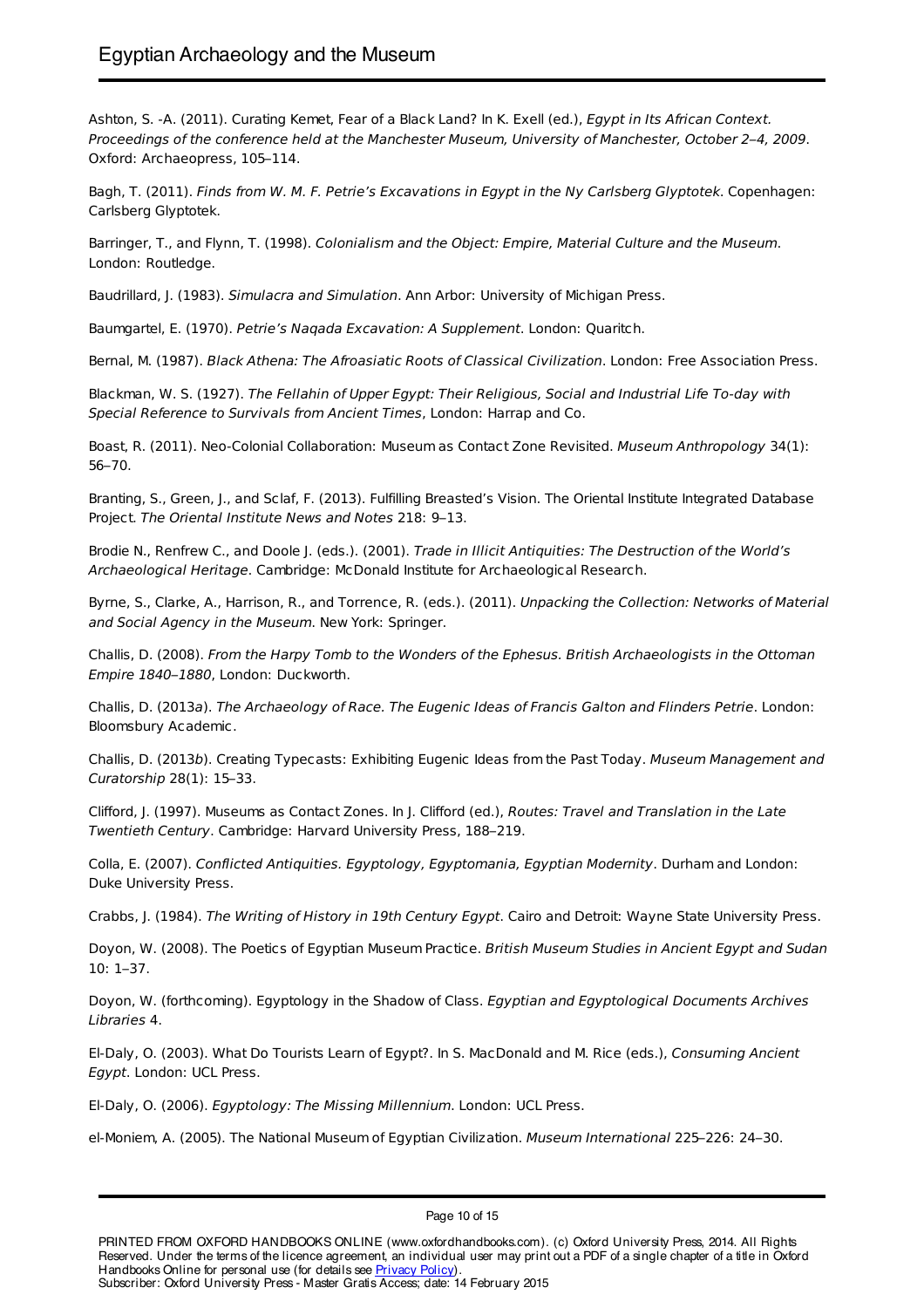Ashton, S. -A. (2011). Curating Kemet, Fear of a Black Land? In K. Exell (ed.), *Egypt in Its African Context. Proceedings of the conference held at the Manchester Museum, University of Manchester, October 2–4, 2009*. Oxford: Archaeopress, 105–114.

Bagh, T. (2011). *Finds from W. M. F. Petrie's Excavations in Egypt in the Ny Carlsberg Glyptotek*. Copenhagen: Carlsberg Glyptotek.

Barringer, T., and Flynn, T. (1998). *Colonialism and the Object: Empire, Material Culture and the Museum*. London: Routledge.

Baudrillard, J. (1983). *Simulacra and Simulation*. Ann Arbor: University of Michigan Press.

Baumgartel, E. (1970). *Petrie's Naqada Excavation: A Supplement*. London: Quaritch.

Bernal, M. (1987). *Black Athena: The Afroasiatic Roots of Classical Civilization*. London: Free Association Press.

Blackman, W. S. (1927). *The Fellahin of Upper Egypt: Their Religious, Social and Industrial Life To-day with Special Reference to Survivals from Ancient Times*, London: Harrap and Co.

Boast, R. (2011). Neo-Colonial Collaboration: Museum as Contact Zone Revisited. *Museum Anthropology* 34(1): 56–70.

Branting, S., Green, J., and Sclaf, F. (2013). Fulfilling Breasted's Vision. The Oriental Institute Integrated Database Project. *The Oriental Institute News and Notes* 218: 9–13.

Brodie N., Renfrew C., and Doole J. (eds.). (2001). *Trade in Illicit Antiquities: The Destruction of the World's Archaeological Heritage*. Cambridge: McDonald Institute for Archaeological Research.

Byrne, S., Clarke, A., Harrison, R., and Torrence, R. (eds.). (2011). *Unpacking the Collection: Networks of Material and Social Agency in the Museum*. New York: Springer.

Challis, D. (2008). *From the Harpy Tomb to the Wonders of the Ephesus. British Archaeologists in the Ottoman Empire 1840–1880*, London: Duckworth.

Challis, D. (2013*a*). *The Archaeology of Race. The Eugenic Ideas of Francis Galton and Flinders Petrie*. London: Bloomsbury Academic.

Challis, D. (2013*b*). Creating Typecasts: Exhibiting Eugenic Ideas from the Past Today. *Museum Management and Curatorship* 28(1): 15–33.

Clifford, J. (1997). Museums as Contact Zones. In J. Clifford (ed.), *Routes: Travel and Translation in the Late Twentieth Century*. Cambridge: Harvard University Press, 188–219.

Colla, E. (2007). *Conflicted Antiquities. Egyptology, Egyptomania, Egyptian Modernity*. Durham and London: Duke University Press.

Crabbs, J. (1984). *The Writing of History in 19th Century Egypt*. Cairo and Detroit: Wayne State University Press.

Doyon, W. (2008). The Poetics of Egyptian Museum Practice. *British Museum Studies in Ancient Egypt and Sudan* 10: 1–37.

Doyon, W. (forthcoming). Egyptology in the Shadow of Class. *Egyptian and Egyptological Documents Archives Libraries* 4.

El-Daly, O. (2003). What Do Tourists Learn of Egypt?. In S. MacDonald and M. Rice (eds.), *Consuming Ancient Egypt*. London: UCL Press.

El-Daly, O. (2006). *Egyptology: The Missing Millennium*. London: UCL Press.

el-Moniem, A. (2005). The National Museum of Egyptian Civilization. *Museum International* 225–226: 24–30.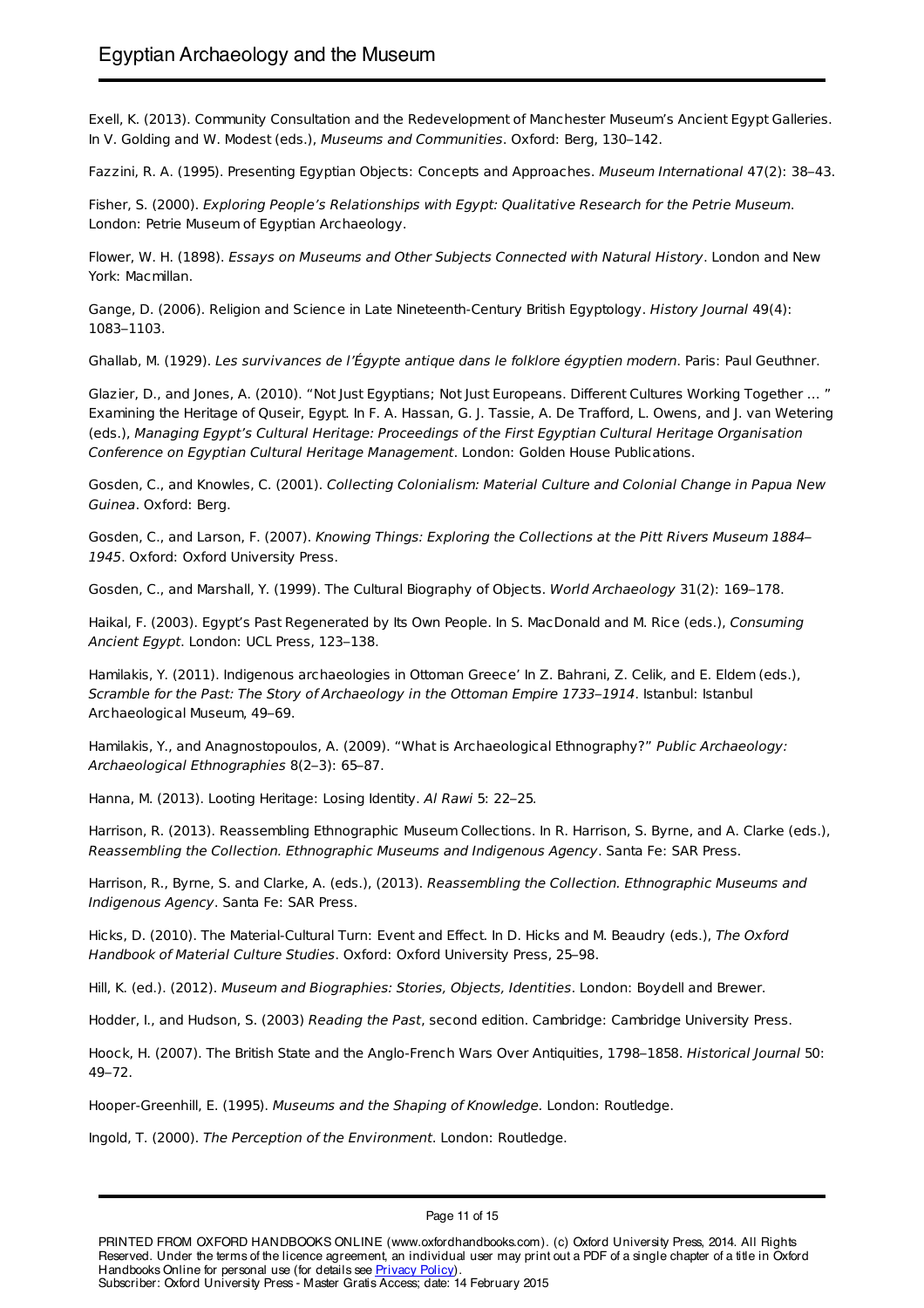Exell, K. (2013). Community Consultation and the Redevelopment of Manchester Museum's Ancient Egypt Galleries. In V. Golding and W. Modest (eds.), *Museums and Communities*. Oxford: Berg, 130–142.

Fazzini, R. A. (1995). Presenting Egyptian Objects: Concepts and Approaches. *Museum International* 47(2): 38–43.

Fisher, S. (2000). *Exploring People's Relationships with Egypt: Qualitative Research for the Petrie Museum*. London: Petrie Museum of Egyptian Archaeology.

Flower, W. H. (1898). *Essays on Museums and Other Subjects Connected with Natural History*. London and New York: Macmillan.

Gange, D. (2006). Religion and Science in Late Nineteenth-Century British Egyptology. *History Journal* 49(4): 1083–1103.

Ghallab, M. (1929). *Les survivances de l'Égypte antique dans le folklore égyptien modern*. Paris: Paul Geuthner.

Glazier, D., and Jones, A. (2010). "Not Just Egyptians; Not Just Europeans. Different Cultures Working Together ... " Examining the Heritage of Quseir, Egypt. In F. A. Hassan, G. J. Tassie, A. De Trafford, L. Owens, and J. van Wetering (eds.), *Managing Egypt's Cultural Heritage: Proceedings of the First Egyptian Cultural Heritage Organisation Conference on Egyptian Cultural Heritage Management*. London: Golden House Publications.

Gosden, C., and Knowles, C. (2001). *Collecting Colonialism: Material Culture and Colonial Change in Papua New Guinea*. Oxford: Berg.

Gosden, C., and Larson, F. (2007). *Knowing Things: Exploring the Collections at the Pitt Rivers Museum 1884–1945*. Oxford: Oxford University Press.

Gosden, C., and Marshall, Y. (1999). The Cultural Biography of Objects. *World Archaeology* 31(2): 169–178.

Haikal, F. (2003). Egypt's Past Regenerated by Its Own People. In S. MacDonald and M. Rice (eds.), *Consuming Ancient Egypt*. London: UCL Press, 123–138.

Hamilakis, Y. (2011). Indigenous archaeologies in Ottoman Greece' In Z. Bahrani, Z. Celik, and E. Eldem (eds.), *Scramble for the Past: The Story of Archaeology in the Ottoman Empire 1733–1914*. Istanbul: Istanbul Archaeological Museum, 49–69.

Hamilakis, Y., and Anagnostopoulos, A. (2009). "What is Archaeological Ethnography?" *Public Archaeology: Archaeological Ethnographies* 8(2–3): 65–87.

Hanna, M. (2013). Looting Heritage: Losing Identity. *Al Rawi* 5: 22–25.

Harrison, R. (2013). Reassembling Ethnographic Museum Collections. In R. Harrison, S. Byrne, and A. Clarke (eds.), *Reassembling the Collection. Ethnographic Museums and Indigenous Agency*. Santa Fe: SAR Press.

Harrison, R., Byrne, S. and Clarke, A. (eds.), (2013). *Reassembling the Collection. Ethnographic Museums and Indigenous Agency*. Santa Fe: SAR Press.

Hicks, D. (2010). The Material-Cultural Turn: Event and Effect. In D. Hicks and M. Beaudry (eds.), *The Oxford Handbook of Material Culture Studies*. Oxford: Oxford University Press, 25–98.

Hill, K. (ed.). (2012). *Museum and Biographies: Stories, Objects, Identities*. London: Boydell and Brewer.

Hodder, I., and Hudson, S. (2003) *Reading the Past*, second edition. Cambridge: Cambridge University Press.

Hoock, H. (2007). The British State and the Anglo-French Wars Over Antiquities, 1798–1858. *Historical Journal* 50: 49–72.

Hooper-Greenhill, E. (1995). *Museums and the Shaping of Knowledge.* London: Routledge.

Ingold, T. (2000). *The Perception of the Environment*. London: Routledge.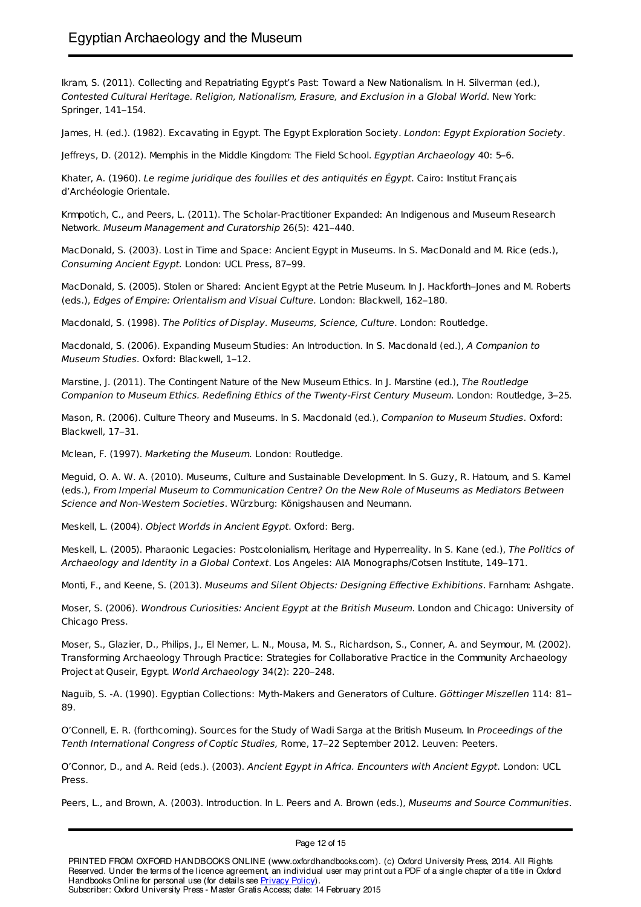Ikram, S. (2011). Collecting and Repatriating Egypt's Past: Toward a New Nationalism. In H. Silverman (ed.), *Contested Cultural Heritage. Religion, Nationalism, Erasure, and Exclusion in a Global World*. New York: Springer, 141–154.

James, H. (ed.). (1982). Excavating in Egypt. The Egypt Exploration Society. *London*: *Egypt Exploration Society*.

Jeffreys, D. (2012). Memphis in the Middle Kingdom: The Field School. *Egyptian Archaeology* 40: 5–6.

Khater, A. (1960). *Le regime juridique des fouilles et des antiquités en Égypt*. Cairo: Institut Français d'Archéologie Orientale.

Krmpotich, C., and Peers, L. (2011). The Scholar-Practitioner Expanded: An Indigenous and Museum Research Network. *Museum Management and Curatorship* 26(5): 421–440.

MacDonald, S. (2003). Lost in Time and Space: Ancient Egypt in Museums. In S. MacDonald and M. Rice (eds.), *Consuming Ancient Egypt*. London: UCL Press, 87–99.

MacDonald, S. (2005). Stolen or Shared: Ancient Egypt at the Petrie Museum. In J. Hackforth–Jones and M. Roberts (eds.), *Edges of Empire: Orientalism and Visual Culture*. London: Blackwell, 162–180.

Macdonald, S. (1998). *The Politics of Display. Museums, Science, Culture*. London: Routledge.

Macdonald, S. (2006). Expanding Museum Studies: An Introduction. In S. Macdonald (ed.), *A Companion to Museum Studies*. Oxford: Blackwell, 1–12.

Marstine, J. (2011). The Contingent Nature of the New Museum Ethics. In J. Marstine (ed.), *The Routledge Companion to Museum Ethics. Redefining Ethics of the Twenty-First Century Museum*. London: Routledge, 3–25.

Mason, R. (2006). Culture Theory and Museums. In S. Macdonald (ed.), *Companion to Museum Studies*. Oxford: Blackwell, 17–31.

Mclean, F. (1997). *Marketing the Museum.* London: Routledge.

Meguid, O. A. W. A. (2010). Museums, Culture and Sustainable Development. In S. Guzy, R. Hatoum, and S. Kamel (eds.), *From Imperial Museum to Communication Centre? On the New Role of Museums as Mediators Between Science and Non-Western Societies*. Würzburg: Königshausen and Neumann.

Meskell, L. (2004). *Object Worlds in Ancient Egypt*. Oxford: Berg.

Meskell, L. (2005). Pharaonic Legacies: Postcolonialism, Heritage and Hyperreality. In S. Kane (ed.), *The Politics of Archaeology and Identity in a Global Context*. Los Angeles: AIA Monographs/Cotsen Institute, 149–171.

Monti, F., and Keene, S. (2013). *Museums and Silent Objects: Designing Effective Exhibitions*. Farnham: Ashgate.

Moser, S. (2006). *Wondrous Curiosities: Ancient Egypt at the British Museum*. London and Chicago: University of Chicago Press.

Moser, S., Glazier, D., Philips, J., El Nemer, L. N., Mousa, M. S., Richardson, S., Conner, A. and Seymour, M. (2002). Transforming Archaeology Through Practice: Strategies for Collaborative Practice in the Community Archaeology Project at Quseir, Egypt. *World Archaeology* 34(2): 220–248.

Naguib, S. -A. (1990). Egyptian Collections: Myth-Makers and Generators of Culture. *Göttinger Miszellen* 114: 81–89.

O'Connell, E. R. (forthcoming). Sources for the Study of Wadi Sarga at the British Museum. In *Proceedings of the Tenth International Congress of Coptic Studies,* Rome, 17–22 September 2012. Leuven: Peeters.

O'Connor, D., and A. Reid (eds.). (2003). *Ancient Egypt in Africa. Encounters with Ancient Egypt*. London: UCL Press.

Peers, L., and Brown, A. (2003). Introduction. In L. Peers and A. Brown (eds.), *Museums and Source Communities*.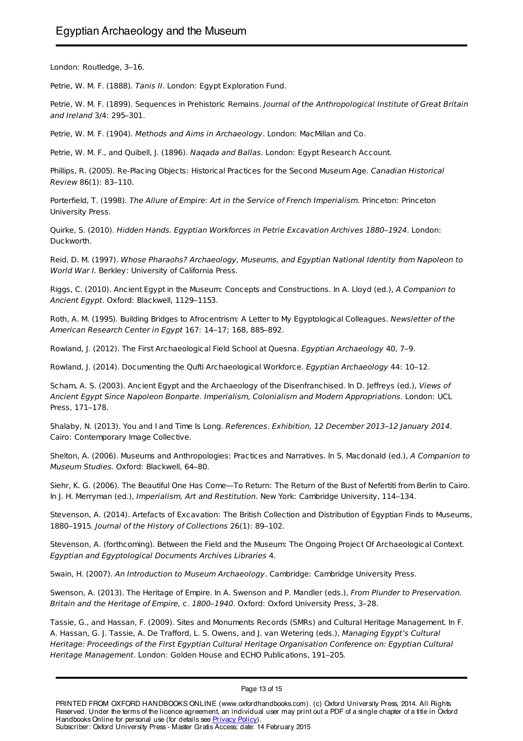London: Routledge, 3–16.

Petrie, W. M. F. (1888). *Tanis II*. London: Egypt Exploration Fund.

Petrie, W. M. F. (1899). Sequences in Prehistoric Remains. *Journal of the Anthropological Institute of Great Britain and Ireland* 3/4: 295–301.

Petrie, W. M. F. (1904). *Methods and Aims in Archaeology*. London: MacMillan and Co.

Petrie, W. M. F., and Quibell, J. (1896). *Naqada and Ballas*. London: Egypt Research Account.

Phillips, R. (2005). Re-Placing Objects: Historical Practices for the Second Museum Age. *Canadian Historical Review* 86(1): 83–110.

Porterfield, T. (1998). *The Allure of Empire: Art in the Service of French Imperialism.* Princeton: Princeton University Press.

Quirke, S. (2010). *Hidden Hands. Egyptian Workforces in Petrie Excavation Archives 1880–1924*. London: Duckworth.

Reid, D. M. (1997). *Whose Pharaohs? Archaeology, Museums, and Egyptian National Identity from Napoleon to World War I.* Berkley: University of California Press.

Riggs, C. (2010). Ancient Egypt in the Museum: Concepts and Constructions. In A. Lloyd (ed.), *A Companion to Ancient Egypt*. Oxford: Blackwell, 1129–1153.

Roth, A. M. (1995). Building Bridges to Afrocentrism: A Letter to My Egyptological Colleagues. *Newsletter of the American Research Center in Egypt* 167: 14–17; 168, 885–892.

Rowland, J. (2012). The First Archaeological Field School at Quesna. *Egyptian Archaeology* 40, 7–9.

Rowland, J. (2014). Documenting the Qufti Archaeological Workforce. *Egyptian Archaeology* 44: 10–12.

Scham, A. S. (2003). Ancient Egypt and the Archaeology of the Disenfranchised. In D. Jeffreys (ed.), *Views of Ancient Egypt Since Napoleon Bonparte. Imperialism, Colonialism and Modern Appropriations*. London: UCL Press, 171–178.

Shalaby, N. (2013). You and I and Time Is Long. *References. Exhibition, 12 December 2013–12 January 2014*. Cairo: Contemporary Image Collective.

Shelton, A. (2006). Museums and Anthropologies: Practices and Narratives. In S. Macdonald (ed.), *A Companion to Museum Studies.* Oxford: Blackwell, 64–80.

Siehr, K. G. (2006). The Beautiful One Has Come—To Return: The Return of the Bust of Nefertiti from Berlin to Cairo. In J. H. Merryman (ed.), *Imperialism, Art and Restitution.* New York: Cambridge University, 114–134.

Stevenson, A. (2014). Artefacts of Excavation: The British Collection and Distribution of Egyptian Finds to Museums, 1880–1915. *Journal of the History of Collections* 26(1): 89–102.

Stevenson, A. (forthcoming). Between the Field and the Museum: The Ongoing Project Of Archaeological Context. *Egyptian and Egyptological Documents Archives Libraries* 4.

Swain, H. (2007). *An Introduction to Museum Archaeology*. Cambridge: Cambridge University Press.

Swenson, A. (2013). The Heritage of Empire. In A. Swenson and P. Mandler (eds.), *From Plunder to Preservation. Britain and the Heritage of Empire,* c. *1800–1940*. Oxford: Oxford University Press, 3–28.

Tassie, G., and Hassan, F. (2009). Sites and Monuments Records (SMRs) and Cultural Heritage Management. In F. A. Hassan, G. J. Tassie, A. De Trafford, L. S. Owens, and J. van Wetering (eds.), *Managing Egypt's Cultural Heritage: Proceedings of the First Egyptian Cultural Heritage Organisation Conference on: Egyptian Cultural Heritage Management*. London: Golden House and ECHO Publications, 191–205.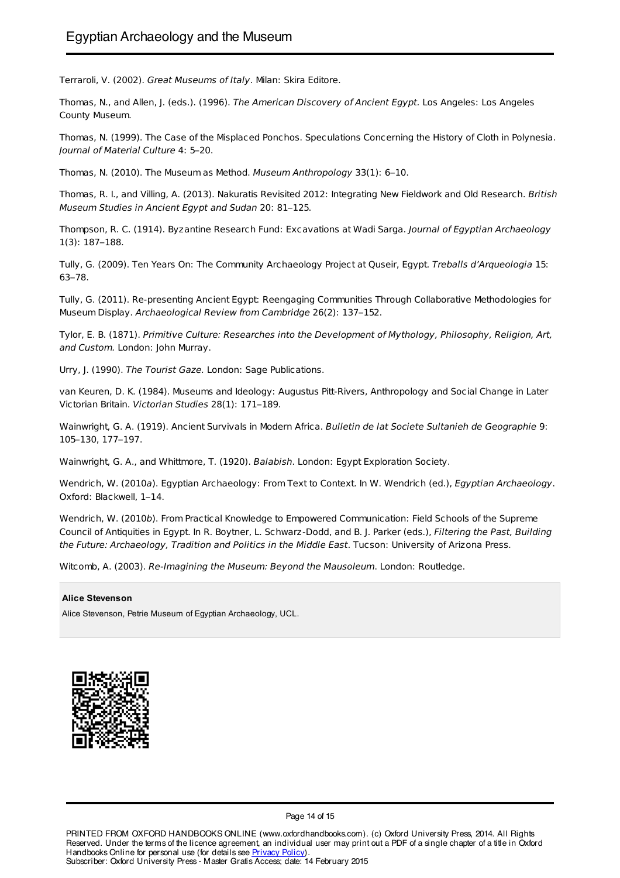Terraroli, V. (2002). *Great Museums of Italy*. Milan: Skira Editore.

Thomas, N., and Allen, J. (eds.). (1996). *The American Discovery of Ancient Egypt*. Los Angeles: Los Angeles County Museum.

Thomas, N. (1999). The Case of the Misplaced Ponchos. Speculations Concerning the History of Cloth in Polynesia. *Journal of Material Culture* 4: 5–20.

Thomas, N. (2010). The Museum as Method. *Museum Anthropology* 33(1): 6–10.

Thomas, R. I., and Villing, A. (2013). Nakuratis Revisited 2012: Integrating New Fieldwork and Old Research. *British Museum Studies in Ancient Egypt and Sudan* 20: 81–125.

Thompson, R. C. (1914). Byzantine Research Fund: Excavations at Wadi Sarga. *Journal of Egyptian Archaeology* 1(3): 187–188.

Tully, G. (2009). Ten Years On: The Community Archaeology Project at Quseir, Egypt. *Treballs d'Arqueologia* 15: 63–78.

Tully, G. (2011). Re-presenting Ancient Egypt: Reengaging Communities Through Collaborative Methodologies for Museum Display. *Archaeological Review from Cambridge* 26(2): 137–152.

Tylor, E. B. (1871). *Primitive Culture: Researches into the Development of Mythology, Philosophy, Religion, Art, and Custom.* London: John Murray.

Urry, J. (1990). *The Tourist Gaze*. London: Sage Publications.

van Keuren, D. K. (1984). Museums and Ideology: Augustus Pitt-Rivers, Anthropology and Social Change in Later Victorian Britain. *Victorian Studies* 28(1): 171–189.

Wainwright, G. A. (1919). Ancient Survivals in Modern Africa. *Bulletin de lat Societe Sultanieh de Geographie* 9: 105–130, 177–197.

Wainwright, G. A., and Whittmore, T. (1920). *Balabish*. London: Egypt Exploration Society.

Wendrich, W. (2010*a*). Egyptian Archaeology: From Text to Context. In W. Wendrich (ed.), *Egyptian Archaeology*. Oxford: Blackwell, 1–14.

Wendrich, W. (2010*b*). From Practical Knowledge to Empowered Communication: Field Schools of the Supreme Council of Antiquities in Egypt. In R. Boytner, L. Schwarz-Dodd, and B. J. Parker (eds.), *Filtering the Past, Building the Future: Archaeology, Tradition and Politics in the Middle East*. Tucson: University of Arizona Press.

Witcomb, A. (2003). *Re-Imagining the Museum: Beyond the Mausoleum*. London: Routledge.

**Alice Stevenson**

Alice Stevenson, Petrie Museum of Egyptian Archaeology, UCL.